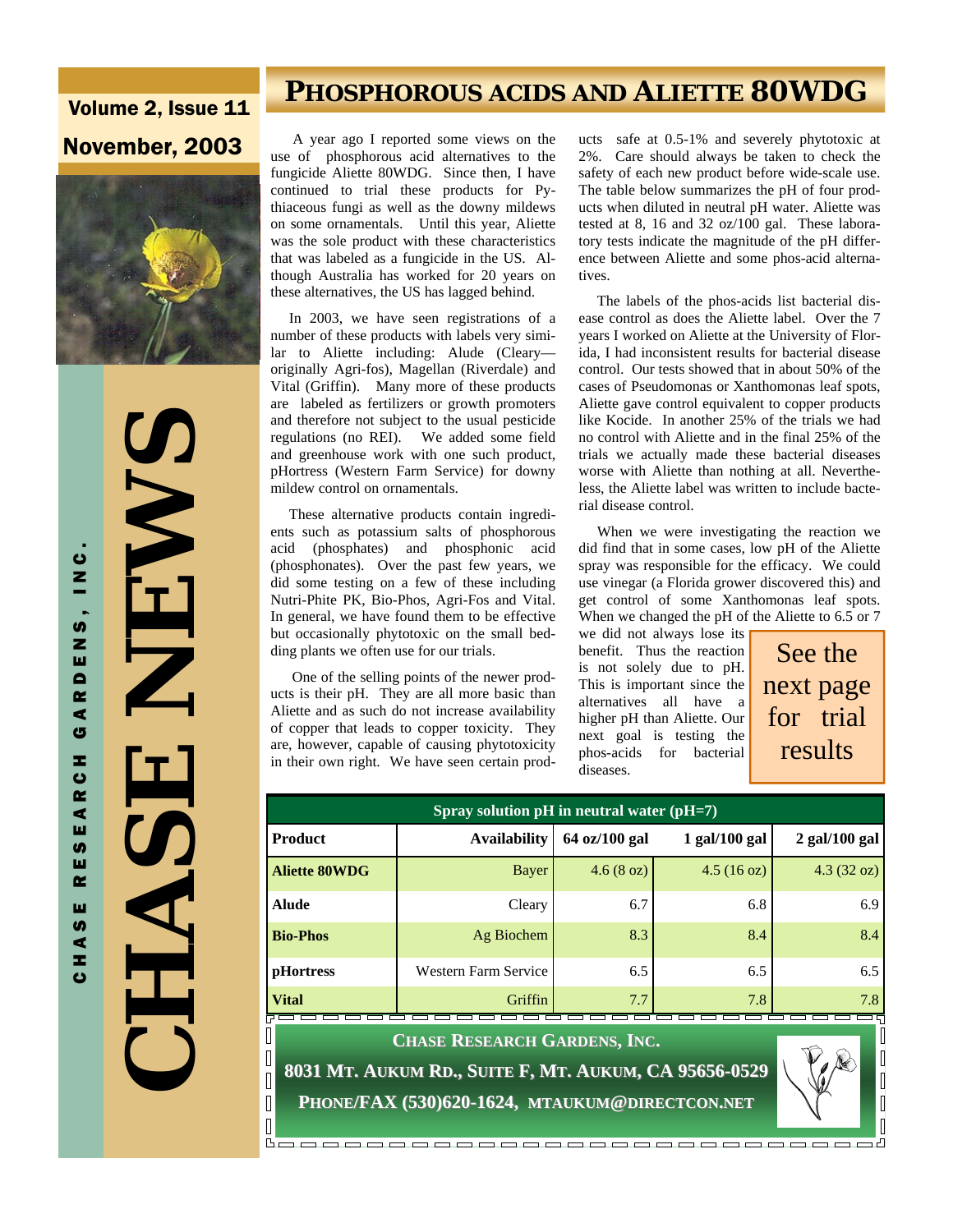# CHASE NEWS

**CHASE RESEARCH GARDENS, INC.**

Volume 2, Issue 11

November, 2003

## Phosphorous acids and Aliette 80WDG

A year ago I reported some views on the use of phosphorous acid alternatives to the fungicide Aliette 80WDG. Since then, I have continued to trial these products for Pythiaceous fungi as well as the downy mildews on some ornamentals. Until this year, Aliette was the sole product with these characteristics that was labeled as a fungicide in the US. Although Australia has worked for 20 years on these alternatives, the US has lagged behind.

In 2003, we have seen registrations of a number of these products with labels very similar to Aliette including: Alude (Cleary—originally Agri-fos), Magellan (Riverdale) and Vital (Griffin). Many more of these products are labeled as fertilizers or growth promoters and therefore not subject to the usual pesticide regulations (no REI). We added some field and greenhouse work with one such product, pHortress (Western Farm Service) for downy mildew control on ornamentals.

These alternative products contain ingredients such as potassium salts of phosphorous acid (phosphates) and phosphonic acid (phosphonates). Over the past few years, we did some testing on a few of these including Nutri-Phite PK, Bio-Phos, Agri-Fos and Vital. In general, we have found them to be effective but occasionally phytotoxic on the small bedding plants we often use for our trials.

One of the selling points of the newer products is their pH. They are all more basic than Aliette and as such do not increase availability of copper that leads to copper toxicity. They are, however, capable of causing phytotoxicity in their own right. We have seen certain products safe at 0.5-1% and severely phytotoxic at 2%. Care should always be taken to check the safety of each new product before wide-scale use. The table below summarizes the pH of four products when diluted in neutral pH water. Aliette was tested at 8, 16 and 32 oz/100 gal. These laboratory tests indicate the magnitude of the pH difference between Aliette and some phos-acid alternatives.

The labels of the phos-acids list bacterial disease control as does the Aliette label. Over the 7 years I worked on Aliette at the University of Florida, I had inconsistent results for bacterial disease control. Our tests showed that in about 50% of the cases of Pseudomonas or Xanthomonas leaf spots, Aliette gave control equivalent to copper products like Kocide. In another 25% of the trials we had no control with Aliette and in the final 25% of the trials we actually made these bacterial diseases worse with Aliette than nothing at all. Nevertheless, the Aliette label was written to include bacterial disease control.

When we were investigating the reaction we did find that in some cases, low pH of the Aliette spray was responsible for the efficacy. We could use vinegar (a Florida grower discovered this) and get control of some Xanthomonas leaf spots. When we changed the pH of the Aliette to 6.5 or 7 we did not always lose its benefit. Thus the reaction is not solely due to pH. This is important since the alternatives all have a higher pH than Aliette. Our next goal is testing the phos-acids for bacterial diseases.

See the next page for trial results

**Spray solution pH in neutral water (pH=7)**

| Product | Availability | 64 oz/100 gal | 1 gal/100 gal | 2 gal/100 gal |
|---|---|---|---|---|
| **Aliette 80WDG** | Bayer | 4.6 (8 oz) | 4.5 (16 oz) | 4.3 (32 oz) |
| **Alude** | Cleary | 6.7 | 6.8 | 6.9 |
| **Bio-Phos** | Ag Biochem | 8.3 | 8.4 | 8.4 |
| **pHortress** | Western Farm Service | 6.5 | 6.5 | 6.5 |
| **Vital** | Griffin | 7.7 | 7.8 | 7.8 |

**Chase Research Gardens, Inc.**

**8031 Mt. Aukum Rd., Suite F, Mt. Aukum, CA 95656-0529**

**Phone/Fax (530)620-1624, mtaukum@directcon.net**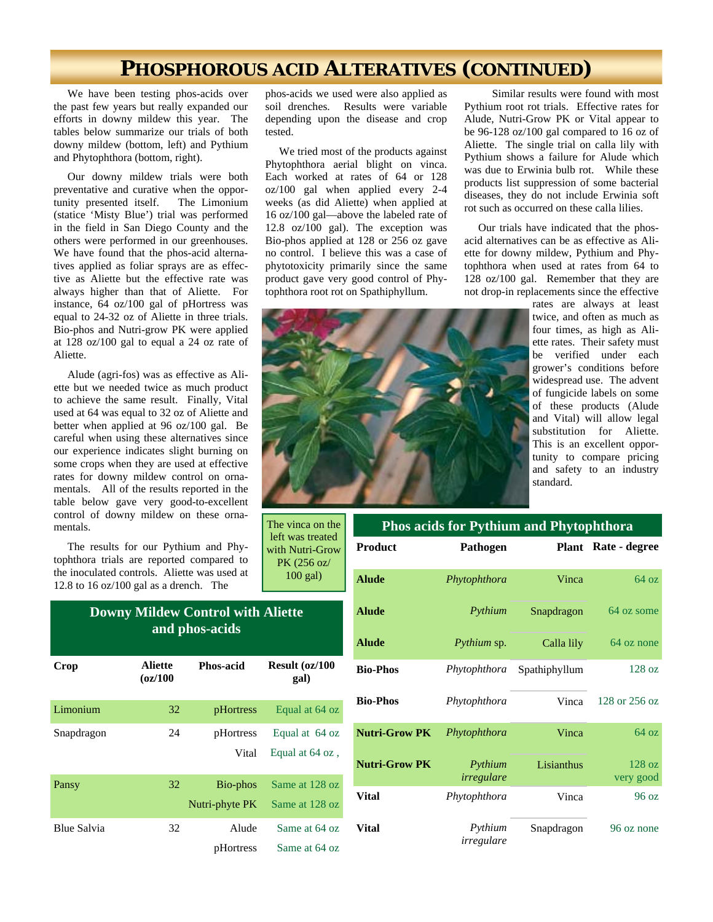# PHOSPHOROUS ACID ALTERATIVES (CONTINUED)

We have been testing phos-acids over the past few years but really expanded our efforts in downy mildew this year. The tables below summarize our trials of both downy mildew (bottom, left) and Pythium and Phytophthora (bottom, right).

Our downy mildew trials were both preventative and curative when the opportunity presented itself. The Limonium (statice 'Misty Blue') trial was performed in the field in San Diego County and the others were performed in our greenhouses. We have found that the phos-acid alternatives applied as foliar sprays are as effective as Aliette but the effective rate was always higher than that of Aliette. For instance, 64 oz/100 gal of pHortress was equal to 24-32 oz of Aliette in three trials. Bio-phos and Nutri-grow PK were applied at 128 oz/100 gal to equal a 24 oz rate of Aliette.

Alude (agri-fos) was as effective as Aliette but we needed twice as much product to achieve the same result. Finally, Vital used at 64 was equal to 32 oz of Aliette and better when applied at 96 oz/100 gal. Be careful when using these alternatives since our experience indicates slight burning on some crops when they are used at effective rates for downy mildew control on ornamentals. All of the results reported in the table below gave very good-to-excellent control of downy mildew on these ornamentals.

The results for our Pythium and Phytophthora trials are reported compared to the inoculated controls. Aliette was used at 12.8 to 16 oz/100 gal as a drench. The phos-acids we used were also applied as soil drenches. Results were variable depending upon the disease and crop tested.

We tried most of the products against Phytophthora aerial blight on vinca. Each worked at rates of 64 or 128 oz/100 gal when applied every 2-4 weeks (as did Aliette) when applied at 16 oz/100 gal—above the labeled rate of 12.8 oz/100 gal). The exception was Bio-phos applied at 128 or 256 oz gave no control. I believe this was a case of phytotoxicity primarily since the same product gave very good control of Phytophthora root rot on Spathiphyllum.

Similar results were found with most Pythium root rot trials. Effective rates for Alude, Nutri-Grow PK or Vital appear to be 96-128 oz/100 gal compared to 16 oz of Aliette. The single trial on calla lily with Pythium shows a failure for Alude which was due to Erwinia bulb rot. While these products list suppression of some bacterial diseases, they do not include Erwinia soft rot such as occurred on these calla lilies.

Our trials have indicated that the phos-acid alternatives can be as effective as Aliette for downy mildew, Pythium and Phytophthora when used at rates from 64 to 128 oz/100 gal. Remember that they are not drop-in replacements since the effective rates are always at least twice, and often as much as four times, as high as Aliette rates. Their safety must be verified under each grower's conditions before widespread use. The advent of fungicide labels on some of these products (Alude and Vital) will allow legal substitution for Aliette. This is an excellent opportunity to compare pricing and safety to an industry standard.

The vinca on the left was treated with Nutri-Grow PK (256 oz/ 100 gal)

## Downy Mildew Control with Aliette and phos-acids

| Crop | Aliette (oz/100 | Phos-acid | Result (oz/100 gal) |
|---|---|---|---|
| Limonium | 32 | pHortress | Equal at 64 oz |
| Snapdragon | 24 | pHortress | Equal at 64 oz |
| | | Vital | Equal at 64 oz , |
| Pansy | 32 | Bio-phos | Same at 128 oz |
| | | Nutri-phyte PK | Same at 128 oz |
| Blue Salvia | 32 | Alude | Same at 64 oz |
| | | pHortress | Same at 64 oz |

## Phos acids for Pythium and Phytophthora

| Product | Pathogen | Plant | Rate - degree |
|---|---|---|---|
| **Alude** | *Phytophthora* | Vinca | 64 oz |
| **Alude** | *Pythium* | Snapdragon | 64 oz some |
| **Alude** | *Pythium* sp. | Calla lily | 64 oz none |
| **Bio-Phos** | *Phytophthora* | Spathiphyllum | 128 oz |
| **Bio-Phos** | *Phytophthora* | Vinca | 128 or 256 oz |
| **Nutri-Grow PK** | *Phytophthora* | Vinca | 64 oz |
| **Nutri-Grow PK** | *Pythium irregulare* | Lisianthus | 128 oz very good |
| **Vital** | *Phytophthora* | Vinca | 96 oz |
| **Vital** | *Pythium irregulare* | Snapdragon | 96 oz none |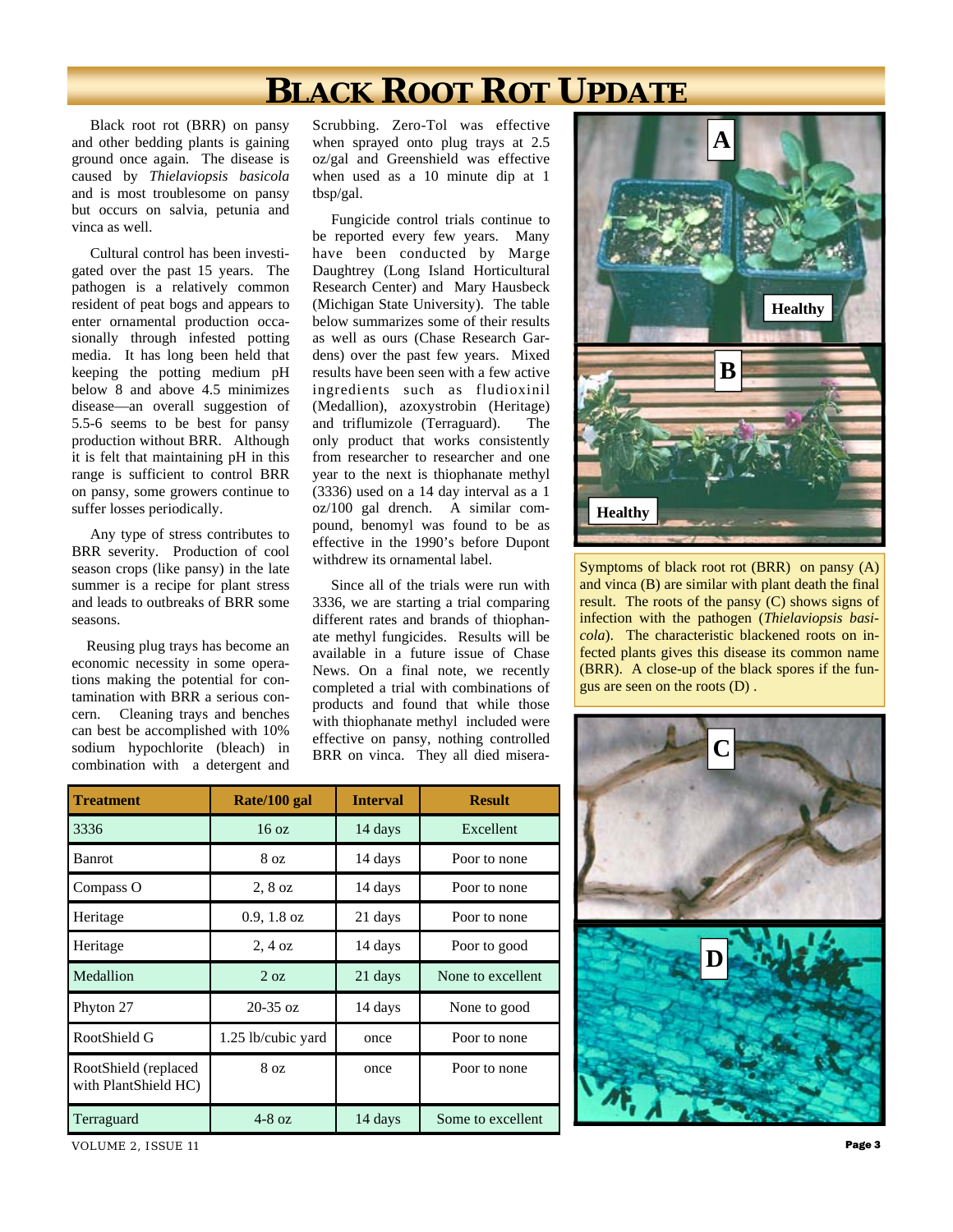# BLACK ROOT ROT UPDATE

Black root rot (BRR) on pansy and other bedding plants is gaining ground once again. The disease is caused by *Thielaviopsis basicola* and is most troublesome on pansy but occurs on salvia, petunia and vinca as well.

Cultural control has been investigated over the past 15 years. The pathogen is a relatively common resident of peat bogs and appears to enter ornamental production occasionally through infested potting media. It has long been held that keeping the potting medium pH below 8 and above 4.5 minimizes disease—an overall suggestion of 5.5-6 seems to be best for pansy production without BRR. Although it is felt that maintaining pH in this range is sufficient to control BRR on pansy, some growers continue to suffer losses periodically.

Any type of stress contributes to BRR severity. Production of cool season crops (like pansy) in the late summer is a recipe for plant stress and leads to outbreaks of BRR some seasons.

Reusing plug trays has become an economic necessity in some operations making the potential for contamination with BRR a serious concern. Cleaning trays and benches can best be accomplished with 10% sodium hypochlorite (bleach) in combination with a detergent and Scrubbing. Zero-Tol was effective when sprayed onto plug trays at 2.5 oz/gal and Greenshield was effective when used as a 10 minute dip at 1 tbsp/gal.

Fungicide control trials continue to be reported every few years. Many have been conducted by Marge Daughtrey (Long Island Horticultural Research Center) and Mary Hausbeck (Michigan State University). The table below summarizes some of their results as well as ours (Chase Research Gardens) over the past few years. Mixed results have been seen with a few active ingredients such as fludioxinil (Medallion), azoxystrobin (Heritage) and triflumizole (Terraguard). The only product that works consistently from researcher to researcher and one year to the next is thiophanate methyl (3336) used on a 14 day interval as a 1 oz/100 gal drench. A similar compound, benomyl was found to be as effective in the 1990's before Dupont withdrew its ornamental label.

Since all of the trials were run with 3336, we are starting a trial comparing different rates and brands of thiophanate methyl fungicides. Results will be available in a future issue of Chase News. On a final note, we recently completed a trial with combinations of products and found that while those with thiophanate methyl included were effective on pansy, nothing controlled BRR on vinca. They all died misera-

| Treatment | Rate/100 gal | Interval | Result |
|---|---|---|---|
| 3336 | 16 oz | 14 days | Excellent |
| Banrot | 8 oz | 14 days | Poor to none |
| Compass O | 2, 8 oz | 14 days | Poor to none |
| Heritage | 0.9, 1.8 oz | 21 days | Poor to none |
| Heritage | 2, 4 oz | 14 days | Poor to good |
| Medallion | 2 oz | 21 days | None to excellent |
| Phyton 27 | 20-35 oz | 14 days | None to good |
| RootShield G | 1.25 lb/cubic yard | once | Poor to none |
| RootShield (replaced with PlantShield HC) | 8 oz | once | Poor to none |
| Terraguard | 4-8 oz | 14 days | Some to excellent |

A

Healthy

B

Healthy

Symptoms of black root rot (BRR) on pansy (A) and vinca (B) are similar with plant death the final result. The roots of the pansy (C) shows signs of infection with the pathogen (*Thielaviopsis basicola*). The characteristic blackened roots on infected plants gives this disease its common name (BRR). A close-up of the black spores if the fungus are seen on the roots (D) .

C

D